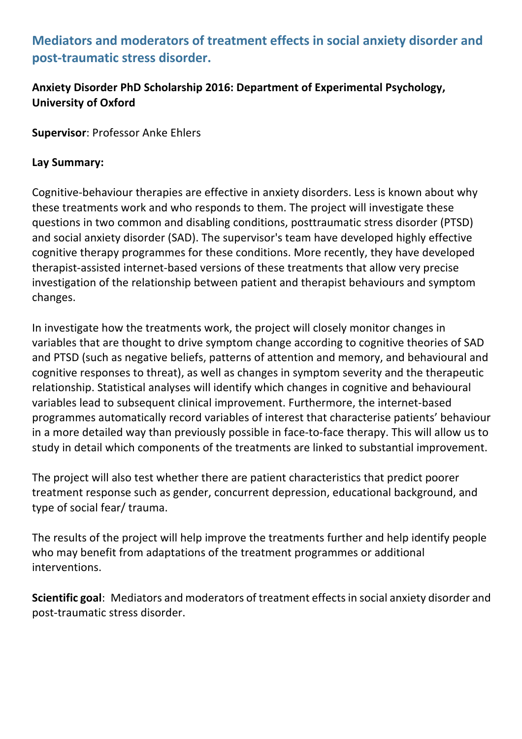## Mediators and moderators of treatment effects in social anxiety disorder and post-traumatic stress disorder.

**Anxiety Disorder PhD Scholarship 2016: Department of Experimental Psychology, University of Oxford**

**Supervisor**: Professor Anke Ehlers

**Lay Summary:**

Cognitive-behaviour therapies are effective in anxiety disorders. Less is known about why these treatments work and who responds to them. The project will investigate these questions in two common and disabling conditions, posttraumatic stress disorder (PTSD) and social anxiety disorder (SAD). The supervisor's team have developed highly effective cognitive therapy programmes for these conditions. More recently, they have developed therapist-assisted internet-based versions of these treatments that allow very precise investigation of the relationship between patient and therapist behaviours and symptom changes.

In investigate how the treatments work, the project will closely monitor changes in variables that are thought to drive symptom change according to cognitive theories of SAD and PTSD (such as negative beliefs, patterns of attention and memory, and behavioural and cognitive responses to threat), as well as changes in symptom severity and the therapeutic relationship. Statistical analyses will identify which changes in cognitive and behavioural variables lead to subsequent clinical improvement. Furthermore, the internet-based programmes automatically record variables of interest that characterise patients' behaviour in a more detailed way than previously possible in face-to-face therapy. This will allow us to study in detail which components of the treatments are linked to substantial improvement.

The project will also test whether there are patient characteristics that predict poorer treatment response such as gender, concurrent depression, educational background, and type of social fear/ trauma.

The results of the project will help improve the treatments further and help identify people who may benefit from adaptations of the treatment programmes or additional interventions.

**Scientific goal**: Mediators and moderators of treatment effects in social anxiety disorder and post-traumatic stress disorder.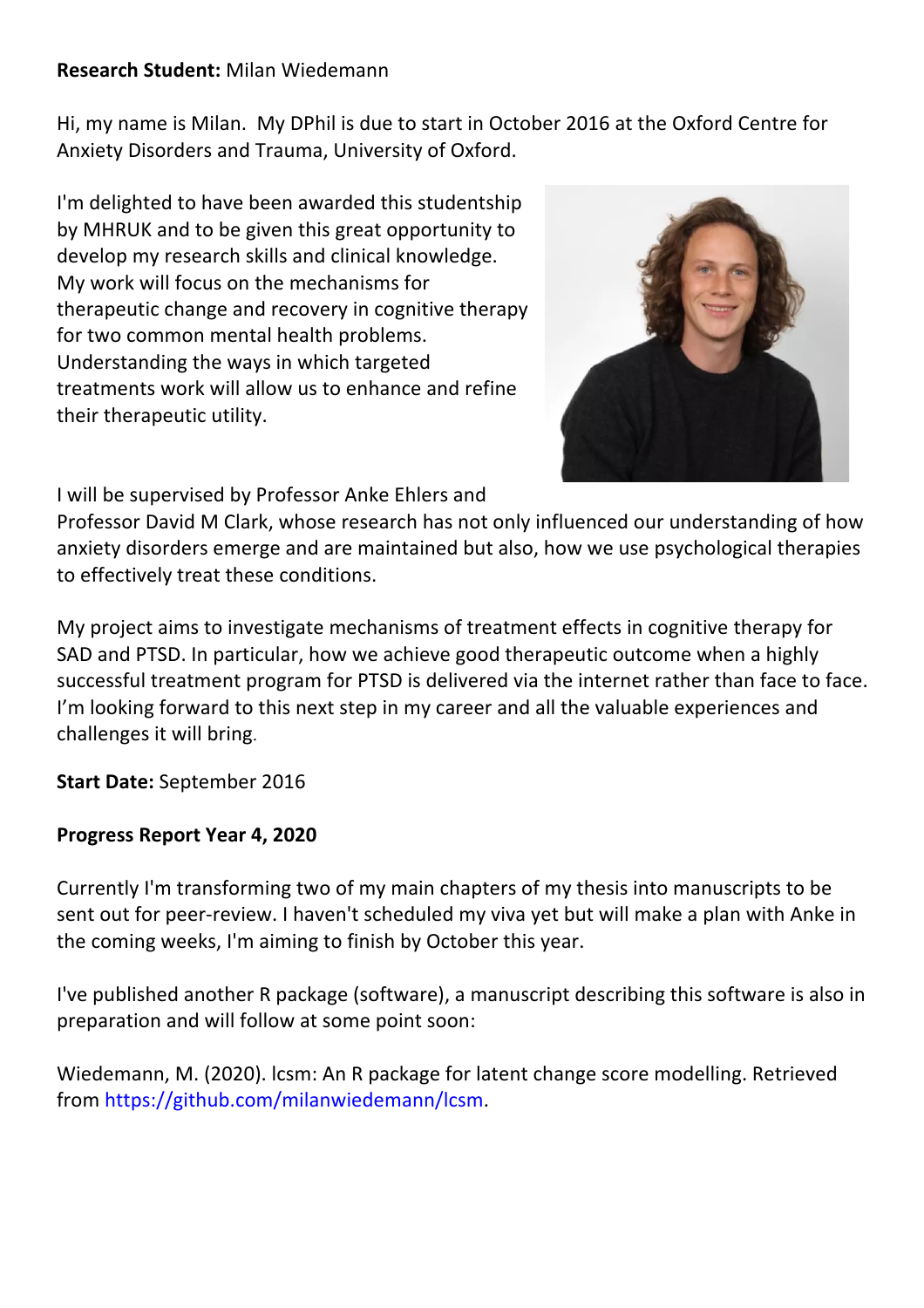**Research Student:** Milan Wiedemann

Hi, my name is Milan. My DPhil is due to start in October 2016 at the Oxford Centre for Anxiety Disorders and Trauma, University of Oxford.

I'm delighted to have been awarded this studentship by MHRUK and to be given this great opportunity to develop my research skills and clinical knowledge. My work will focus on the mechanisms for therapeutic change and recovery in cognitive therapy for two common mental health problems. Understanding the ways in which targeted treatments work will allow us to enhance and refine their therapeutic utility.

I will be supervised by Professor Anke Ehlers and Professor David M Clark, whose research has not only influenced our understanding of how anxiety disorders emerge and are maintained but also, how we use psychological therapies to effectively treat these conditions.

My project aims to investigate mechanisms of treatment effects in cognitive therapy for SAD and PTSD. In particular, how we achieve good therapeutic outcome when a highly successful treatment program for PTSD is delivered via the internet rather than face to face. I'm looking forward to this next step in my career and all the valuable experiences and challenges it will bring.

**Start Date:** September 2016

**Progress Report Year 4, 2020**

Currently I'm transforming two of my main chapters of my thesis into manuscripts to be sent out for peer-review. I haven't scheduled my viva yet but will make a plan with Anke in the coming weeks, I'm aiming to finish by October this year.

I've published another R package (software), a manuscript describing this software is also in preparation and will follow at some point soon:

Wiedemann, M. (2020). lcsm: An R package for latent change score modelling. Retrieved from https://github.com/milanwiedemann/lcsm.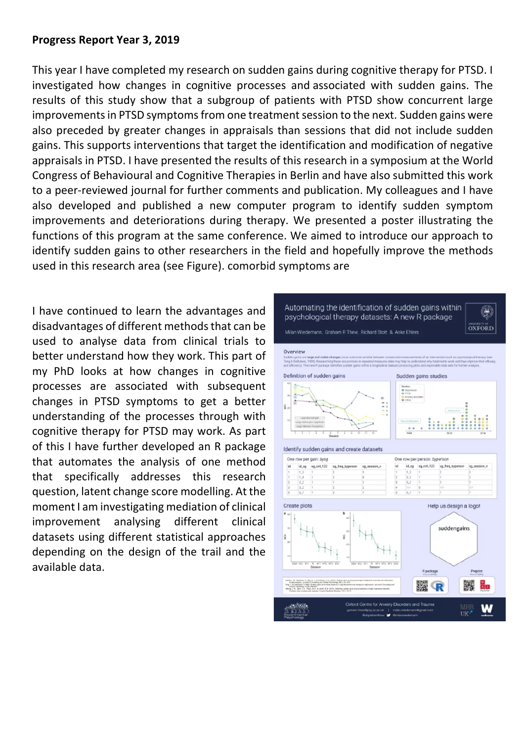**Progress Report Year 3, 2019**

This year I have completed my research on sudden gains during cognitive therapy for PTSD. I investigated how changes in cognitive processes and associated with sudden gains. The results of this study show that a subgroup of patients with PTSD show concurrent large improvements in PTSD symptoms from one treatment session to the next. Sudden gains were also preceded by greater changes in appraisals than sessions that did not include sudden gains. This supports interventions that target the identification and modification of negative appraisals in PTSD. I have presented the results of this research in a symposium at the World Congress of Behavioural and Cognitive Therapies in Berlin and have also submitted this work to a peer-reviewed journal for further comments and publication. My colleagues and I have also developed and published a new computer program to identify sudden symptom improvements and deteriorations during therapy. We presented a poster illustrating the functions of this program at the same conference. We aimed to introduce our approach to identify sudden gains to other researchers in the field and hopefully improve the methods used in this research area (see Figure). comorbid symptoms are

I have continued to learn the advantages and disadvantages of different methods that can be used to analyse data from clinical trials to better understand how they work. This part of my PhD looks at how changes in cognitive processes are associated with subsequent changes in PTSD symptoms to get a better understanding of the processes through with cognitive therapy for PTSD may work. As part of this I have further developed an R package that automates the analysis of one method that specifically addresses this research question, latent change score modelling. At the moment I am investigating mediation of clinical improvement analysing different clinical datasets using different statistical approaches depending on the design of the trail and the available data.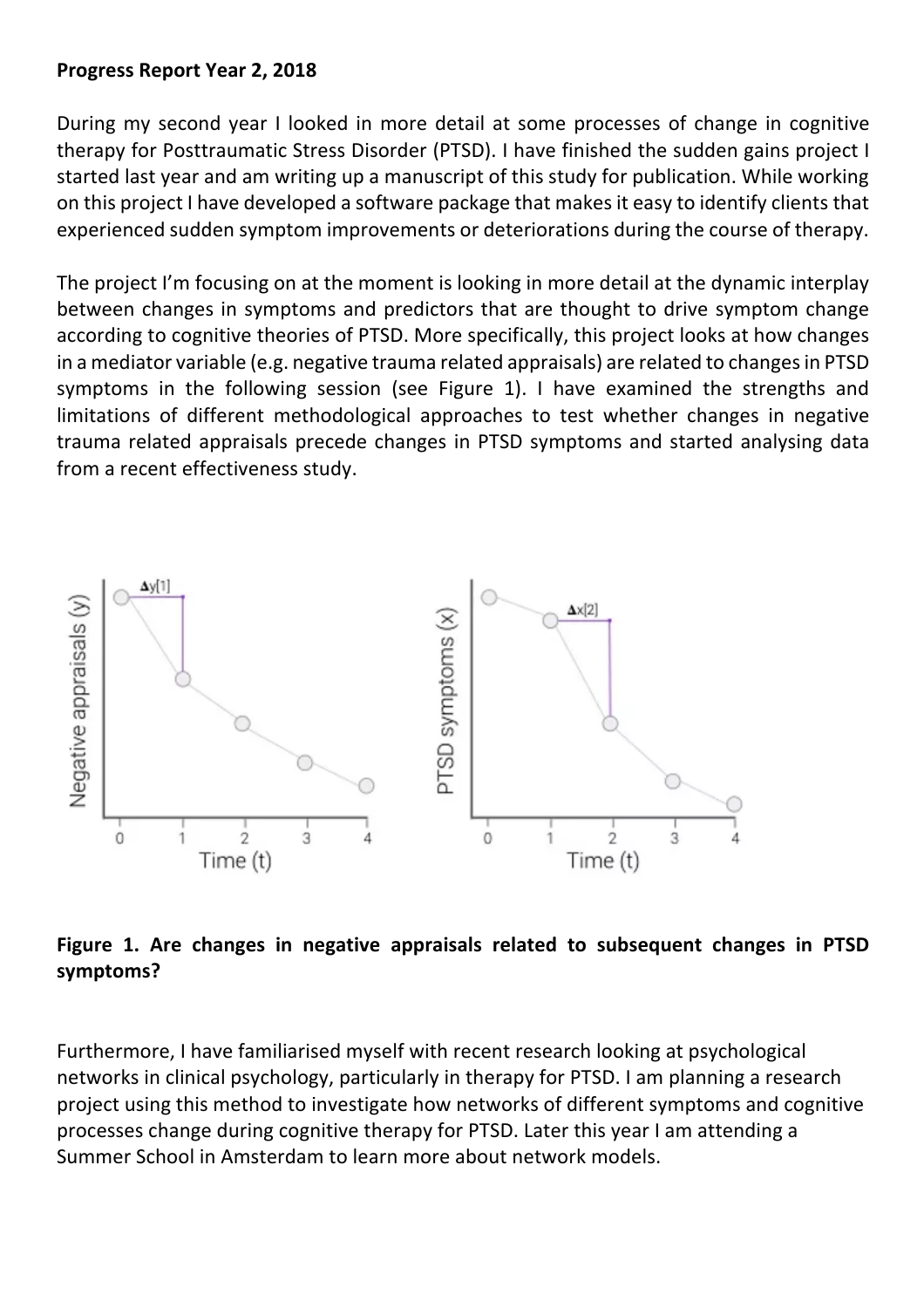**Progress Report Year 2, 2018**

During my second year I looked in more detail at some processes of change in cognitive therapy for Posttraumatic Stress Disorder (PTSD). I have finished the sudden gains project I started last year and am writing up a manuscript of this study for publication. While working on this project I have developed a software package that makes it easy to identify clients that experienced sudden symptom improvements or deteriorations during the course of therapy.

The project I'm focusing on at the moment is looking in more detail at the dynamic interplay between changes in symptoms and predictors that are thought to drive symptom change according to cognitive theories of PTSD. More specifically, this project looks at how changes in a mediator variable (e.g. negative trauma related appraisals) are related to changes in PTSD symptoms in the following session (see Figure 1). I have examined the strengths and limitations of different methodological approaches to test whether changes in negative trauma related appraisals precede changes in PTSD symptoms and started analysing data from a recent effectiveness study.

**Figure 1. Are changes in negative appraisals related to subsequent changes in PTSD symptoms?**

Furthermore, I have familiarised myself with recent research looking at psychological networks in clinical psychology, particularly in therapy for PTSD. I am planning a research project using this method to investigate how networks of different symptoms and cognitive processes change during cognitive therapy for PTSD. Later this year I am attending a Summer School in Amsterdam to learn more about network models.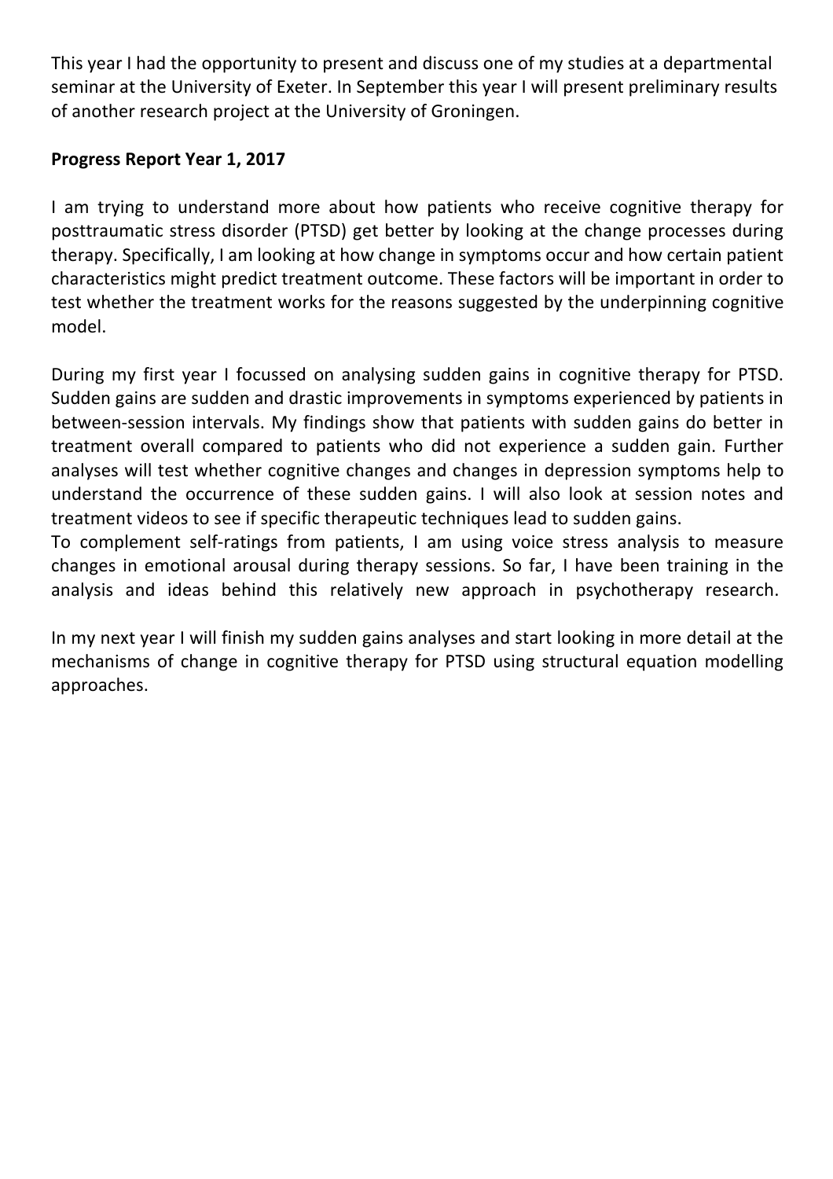This year I had the opportunity to present and discuss one of my studies at a departmental seminar at the University of Exeter. In September this year I will present preliminary results of another research project at the University of Groningen.

**Progress Report Year 1, 2017**

I am trying to understand more about how patients who receive cognitive therapy for posttraumatic stress disorder (PTSD) get better by looking at the change processes during therapy. Specifically, I am looking at how change in symptoms occur and how certain patient characteristics might predict treatment outcome. These factors will be important in order to test whether the treatment works for the reasons suggested by the underpinning cognitive model.

During my first year I focussed on analysing sudden gains in cognitive therapy for PTSD. Sudden gains are sudden and drastic improvements in symptoms experienced by patients in between-session intervals. My findings show that patients with sudden gains do better in treatment overall compared to patients who did not experience a sudden gain. Further analyses will test whether cognitive changes and changes in depression symptoms help to understand the occurrence of these sudden gains. I will also look at session notes and treatment videos to see if specific therapeutic techniques lead to sudden gains.
To complement self-ratings from patients, I am using voice stress analysis to measure changes in emotional arousal during therapy sessions. So far, I have been training in the analysis and ideas behind this relatively new approach in psychotherapy research.

In my next year I will finish my sudden gains analyses and start looking in more detail at the mechanisms of change in cognitive therapy for PTSD using structural equation modelling approaches.